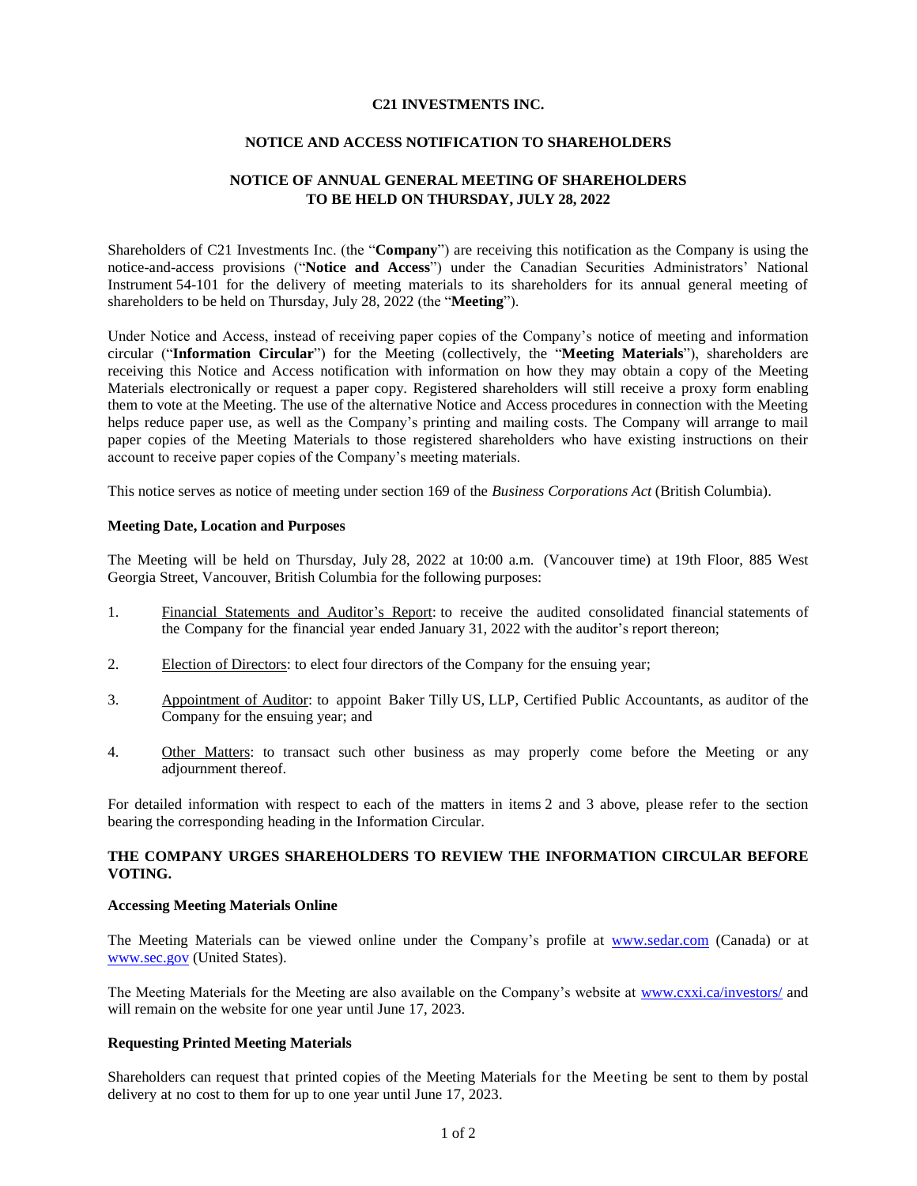**C21 INVESTMENTS INC.**

**NOTICE AND ACCESS NOTIFICATION TO SHAREHOLDERS**

**NOTICE OF ANNUAL GENERAL MEETING OF SHAREHOLDERS TO BE HELD ON THURSDAY, JULY 28, 2022**

Shareholders of C21 Investments Inc. (the "**Company**") are receiving this notification as the Company is using the notice-and-access provisions ("**Notice and Access**") under the Canadian Securities Administrators' National Instrument 54-101 for the delivery of meeting materials to its shareholders for its annual general meeting of shareholders to be held on Thursday, July 28, 2022 (the "**Meeting**").

Under Notice and Access, instead of receiving paper copies of the Company's notice of meeting and information circular ("**Information Circular**") for the Meeting (collectively, the "**Meeting Materials**"), shareholders are receiving this Notice and Access notification with information on how they may obtain a copy of the Meeting Materials electronically or request a paper copy. Registered shareholders will still receive a proxy form enabling them to vote at the Meeting. The use of the alternative Notice and Access procedures in connection with the Meeting helps reduce paper use, as well as the Company's printing and mailing costs. The Company will arrange to mail paper copies of the Meeting Materials to those registered shareholders who have existing instructions on their account to receive paper copies of the Company's meeting materials.

This notice serves as notice of meeting under section 169 of the *Business Corporations Act* (British Columbia).

**Meeting Date, Location and Purposes**

The Meeting will be held on Thursday, July 28, 2022 at 10:00 a.m. (Vancouver time) at 19th Floor, 885 West Georgia Street, Vancouver, British Columbia for the following purposes:

1. Financial Statements and Auditor's Report: to receive the audited consolidated financial statements of the Company for the financial year ended January 31, 2022 with the auditor's report thereon;
2. Election of Directors: to elect four directors of the Company for the ensuing year;
3. Appointment of Auditor: to appoint Baker Tilly US, LLP, Certified Public Accountants, as auditor of the Company for the ensuing year; and
4. Other Matters: to transact such other business as may properly come before the Meeting or any adjournment thereof.

For detailed information with respect to each of the matters in items 2 and 3 above, please refer to the section bearing the corresponding heading in the Information Circular.

**THE COMPANY URGES SHAREHOLDERS TO REVIEW THE INFORMATION CIRCULAR BEFORE VOTING.**

**Accessing Meeting Materials Online**

The Meeting Materials can be viewed online under the Company's profile at www.sedar.com (Canada) or at www.sec.gov (United States).

The Meeting Materials for the Meeting are also available on the Company's website at www.cxxi.ca/investors/ and will remain on the website for one year until June 17, 2023.

**Requesting Printed Meeting Materials**

Shareholders can request that printed copies of the Meeting Materials for the Meeting be sent to them by postal delivery at no cost to them for up to one year until June 17, 2023.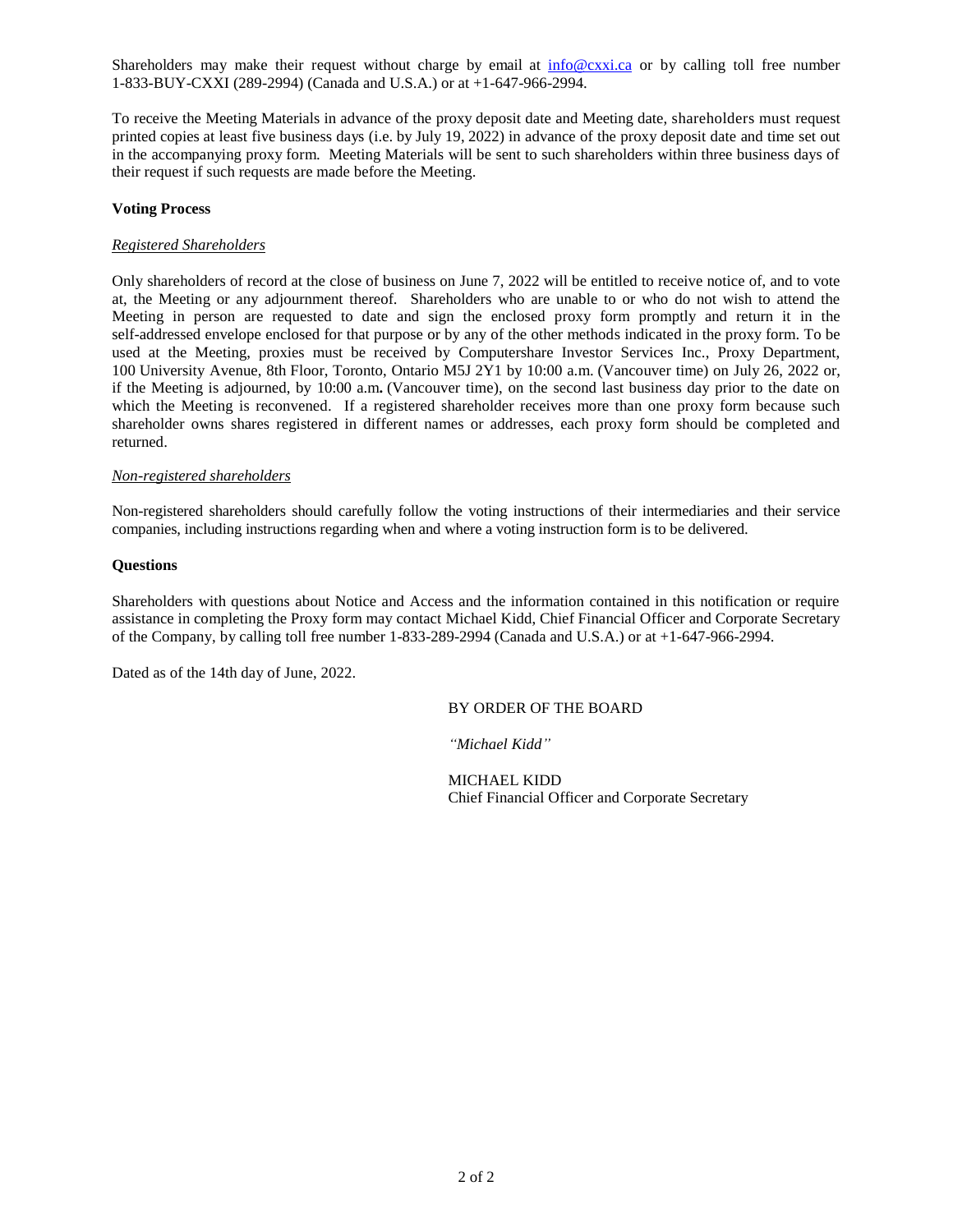Shareholders may make their request without charge by email at info@cxxi.ca or by calling toll free number 1-833-BUY-CXXI (289-2994) (Canada and U.S.A.) or at +1-647-966-2994.

To receive the Meeting Materials in advance of the proxy deposit date and Meeting date, shareholders must request printed copies at least five business days (i.e. by July 19, 2022) in advance of the proxy deposit date and time set out in the accompanying proxy form. Meeting Materials will be sent to such shareholders within three business days of their request if such requests are made before the Meeting.

**Voting Process**

*Registered Shareholders*

Only shareholders of record at the close of business on June 7, 2022 will be entitled to receive notice of, and to vote at, the Meeting or any adjournment thereof. Shareholders who are unable to or who do not wish to attend the Meeting in person are requested to date and sign the enclosed proxy form promptly and return it in the self-addressed envelope enclosed for that purpose or by any of the other methods indicated in the proxy form. To be used at the Meeting, proxies must be received by Computershare Investor Services Inc., Proxy Department, 100 University Avenue, 8th Floor, Toronto, Ontario M5J 2Y1 by 10:00 a.m. (Vancouver time) on July 26, 2022 or, if the Meeting is adjourned, by 10:00 a.m. (Vancouver time), on the second last business day prior to the date on which the Meeting is reconvened. If a registered shareholder receives more than one proxy form because such shareholder owns shares registered in different names or addresses, each proxy form should be completed and returned.

*Non-registered shareholders*

Non-registered shareholders should carefully follow the voting instructions of their intermediaries and their service companies, including instructions regarding when and where a voting instruction form is to be delivered.

**Questions**

Shareholders with questions about Notice and Access and the information contained in this notification or require assistance in completing the Proxy form may contact Michael Kidd, Chief Financial Officer and Corporate Secretary of the Company, by calling toll free number 1-833-289-2994 (Canada and U.S.A.) or at +1-647-966-2994.

Dated as of the 14th day of June, 2022.

BY ORDER OF THE BOARD

*"Michael Kidd"*

MICHAEL KIDD
Chief Financial Officer and Corporate Secretary